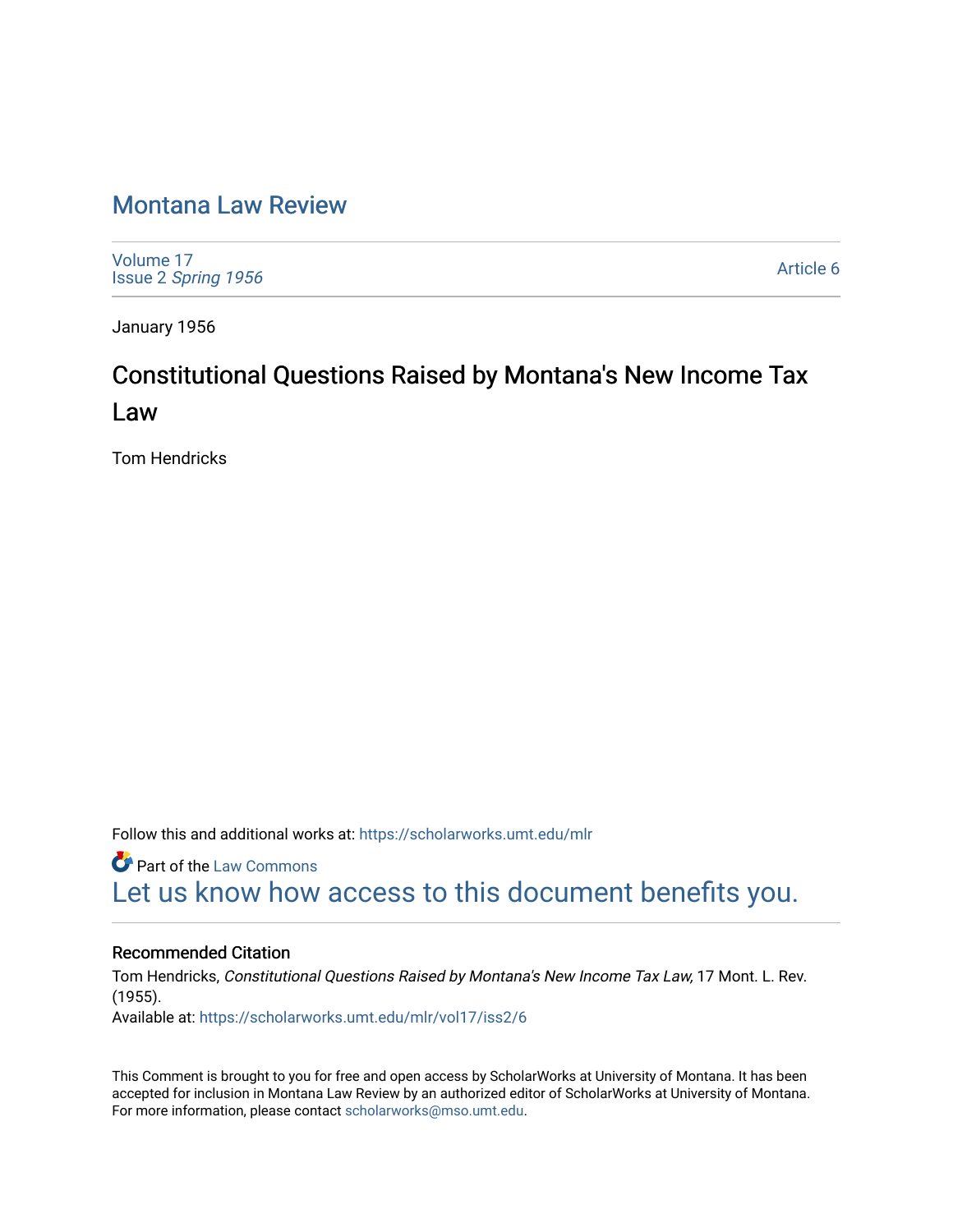# Montana Law Review

Volume 17
Issue 2 *Spring 1956*

Article 6

January 1956

## Constitutional Questions Raised by Montana's New Income Tax Law

Tom Hendricks

Follow this and additional works at: https://scholarworks.umt.edu/mlr

Part of the Law Commons

Let us know how access to this document benefits you.

### Recommended Citation

Tom Hendricks, *Constitutional Questions Raised by Montana's New Income Tax Law*, 17 Mont. L. Rev. (1955).
Available at: https://scholarworks.umt.edu/mlr/vol17/iss2/6

This Comment is brought to you for free and open access by ScholarWorks at University of Montana. It has been accepted for inclusion in Montana Law Review by an authorized editor of ScholarWorks at University of Montana. For more information, please contact scholarworks@mso.umt.edu.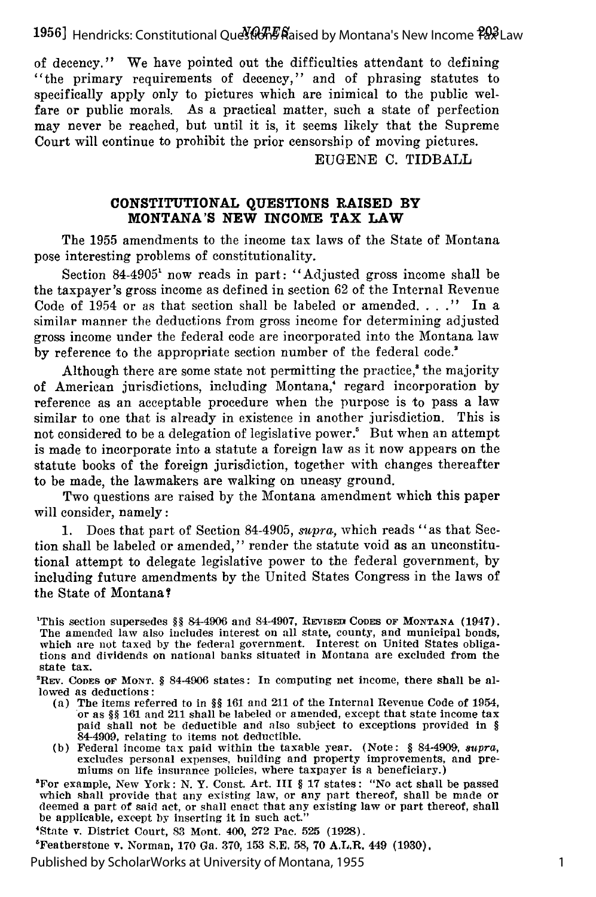of decency." We have pointed out the difficulties attendant to defining "the primary requirements of decency," and of phrasing statutes to specifically apply only to pictures which are inimical to the public welfare or public morals. As a practical matter, such a state of perfection may never be reached, but until it is, it seems likely that the Supreme Court will continue to prohibit the prior censorship of moving pictures.

EUGENE C. TIDBALL

## CONSTITUTIONAL QUESTIONS RAISED BY MONTANA'S NEW INCOME TAX LAW

The 1955 amendments to the income tax laws of the State of Montana pose interesting problems of constitutionality.

Section 84-4905[1] now reads in part: "Adjusted gross income shall be the taxpayer's gross income as defined in section 62 of the Internal Revenue Code of 1954 or as that section shall be labeled or amended. . . ." In a similar manner the deductions from gross income for determining adjusted gross income under the federal code are incorporated into the Montana law by reference to the appropriate section number of the federal code.[2]

Although there are some state not permitting the practice,[3] the majority of American jurisdictions, including Montana,[4] regard incorporation by reference as an acceptable procedure when the purpose is to pass a law similar to one that is already in existence in another jurisdiction. This is not considered to be a delegation of legislative power.[5] But when an attempt is made to incorporate into a statute a foreign law as it now appears on the statute books of the foreign jurisdiction, together with changes thereafter to be made, the lawmakers are walking on uneasy ground.

Two questions are raised by the Montana amendment which this paper will consider, namely:

1. Does that part of Section 84-4905, *supra*, which reads "as that Section shall be labeled or amended," render the statute void as an unconstitutional attempt to delegate legislative power to the federal government, by including future amendments by the United States Congress in the laws of the State of Montana?

[1]This section supersedes §§ 84-4906 and 84-4907, REVISED CODES OF MONTANA (1947). The amended law also includes interest on all state, county, and municipal bonds, which are not taxed by the federal government. Interest on United States obligations and dividends on national banks situated in Montana are excluded from the state tax.

[2]REV. CODES OF MONT. § 84-4906 states: In computing net income, there shall be allowed as deductions:

(a) The items referred to in §§ 161 and 211 of the Internal Revenue Code of 1954, or as §§ 161 and 211 shall be labeled or amended, except that state income tax paid shall not be deductible and also subject to exceptions provided in § 84-4909, relating to items not deductible.

(b) Federal income tax paid within the taxable year. (Note: § 84-4909, *supra*, excludes personal expenses, building and property improvements, and premiums on life insurance policies, where taxpayer is a beneficiary.)

[3]For example, New York: N. Y. Const. Art. III § 17 states: "No act shall be passed which shall provide that any existing law, or any part thereof, shall be made or deemed a part of said act, or shall enact that any existing law or part thereof, shall be applicable, except by inserting it in such act."

[4]State v. District Court, 83 Mont. 400, 272 Pac. 525 (1928).

[5]Featherstone v. Norman, 170 Ga. 370, 153 S.E. 58, 70 A.L.R. 449 (1930).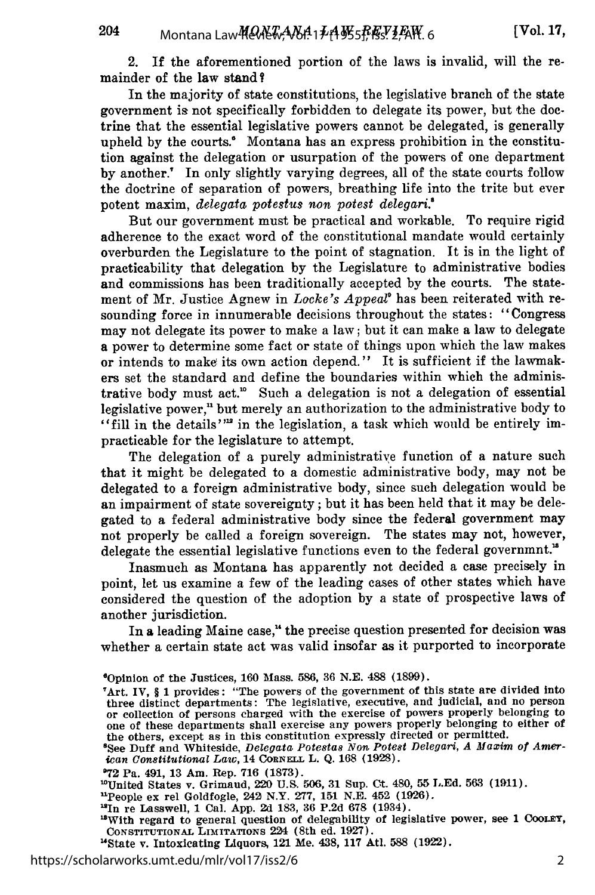2. If the aforementioned portion of the laws is invalid, will the remainder of the law stand?

In the majority of state constitutions, the legislative branch of the state government is not specifically forbidden to delegate its power, but the doctrine that the essential legislative powers cannot be delegated, is generally upheld by the courts.[6] Montana has an express prohibition in the constitution against the delegation or usurpation of the powers of one department by another.[7] In only slightly varying degrees, all of the state courts follow the doctrine of separation of powers, breathing life into the trite but ever potent maxim, *delegata potestus non potest delegari*.[8]

But our government must be practical and workable. To require rigid adherence to the exact word of the constitutional mandate would certainly overburden the Legislature to the point of stagnation. It is in the light of practicability that delegation by the Legislature to administrative bodies and commissions has been traditionally accepted by the courts. The statement of Mr. Justice Agnew in *Locke's Appeal*[9] has been reiterated with resounding force in innumerable decisions throughout the states: "Congress may not delegate its power to make a law; but it can make a law to delegate a power to determine some fact or state of things upon which the law makes or intends to make its own action depend." It is sufficient if the lawmakers set the standard and define the boundaries within which the administrative body must act.[10] Such a delegation is not a delegation of essential legislative power,[11] but merely an authorization to the administrative body to "fill in the details"[12] in the legislation, a task which would be entirely impracticable for the legislature to attempt.

The delegation of a purely administrative function of a nature such that it might be delegated to a domestic administrative body, may not be delegated to a foreign administrative body, since such delegation would be an impairment of state sovereignty; but it has been held that it may be delegated to a federal administrative body since the federal government may not properly be called a foreign sovereign. The states may not, however, delegate the essential legislative functions even to the federal governmnt.[13]

Inasmuch as Montana has apparently not decided a case precisely in point, let us examine a few of the leading cases of other states which have considered the question of the adoption by a state of prospective laws of another jurisdiction.

In a leading Maine case,[14] the precise question presented for decision was whether a certain state act was valid insofar as it purported to incorporate

---

[6] Opinion of the Justices, 160 Mass. 586, 36 N.E. 488 (1899).

[7] Art. IV, § 1 provides: "The powers of the government of this state are divided into three distinct departments: The legislative, executive, and judicial, and no person or collection of persons charged with the exercise of powers properly belonging to one of these departments shall exercise any powers properly belonging to either of the others, except as in this constitution expressly directed or permitted.

[8] See Duff and Whiteside, *Delegata Potestas Non Potest Delegari, A Maxim of American Constitutional Law*, 14 CORNELL L. Q. 168 (1928).

[9] 72 Pa. 491, 13 Am. Rep. 716 (1873).

[10] United States v. Grimaud, 220 U.S. 506, 31 Sup. Ct. 480, 55 L.Ed. 563 (1911).

[11] People ex rel Goldfogle, 242 N.Y. 277, 151 N.E. 452 (1926).

[12] In re Lasswell, 1 Cal. App. 2d 183, 36 P.2d 678 (1934).

[13] With regard to general question of delegability of legislative power, see 1 COOLEY, CONSTITUTIONAL LIMITATIONS 224 (8th ed. 1927).

[14] State v. Intoxicating Liquors, 121 Me. 438, 117 Atl. 588 (1922).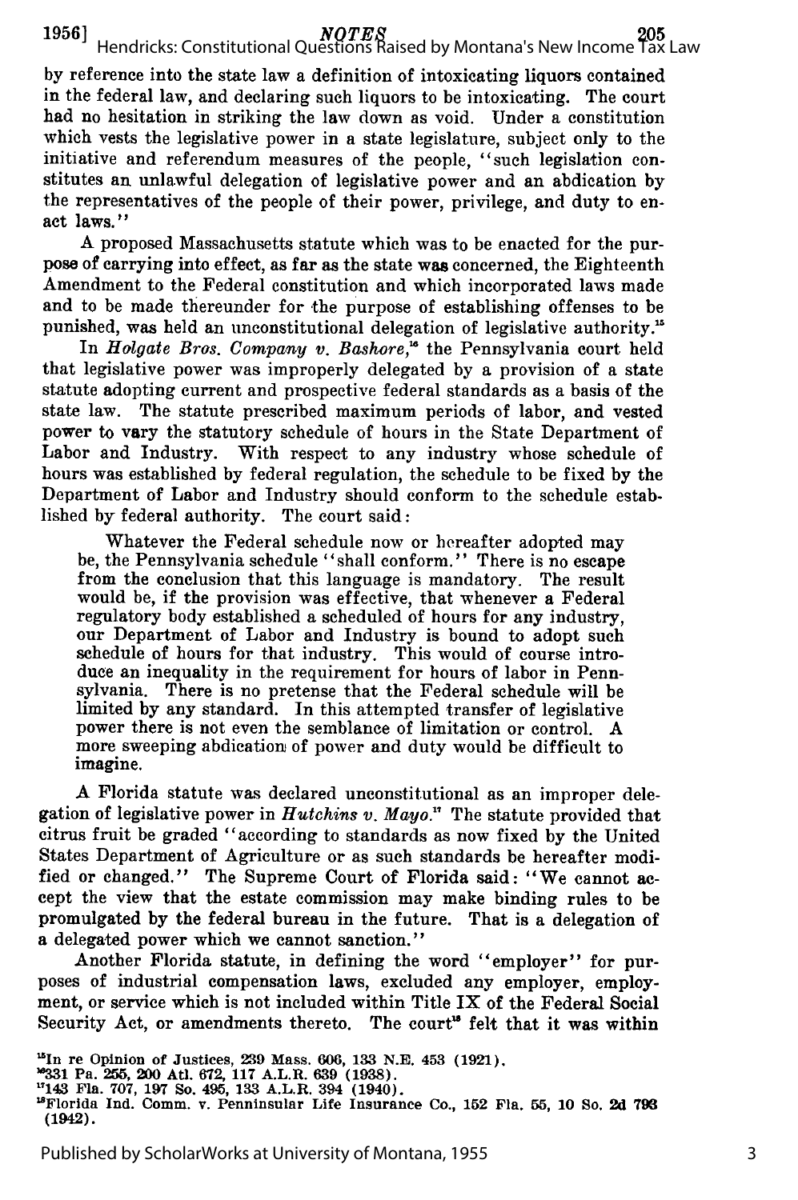by reference into the state law a definition of intoxicating liquors contained in the federal law, and declaring such liquors to be intoxicating. The court had no hesitation in striking the law down as void. Under a constitution which vests the legislative power in a state legislature, subject only to the initiative and referendum measures of the people, "such legislation constitutes an unlawful delegation of legislative power and an abdication by the representatives of the people of their power, privilege, and duty to enact laws."

A proposed Massachusetts statute which was to be enacted for the purpose of carrying into effect, as far as the state was concerned, the Eighteenth Amendment to the Federal constitution and which incorporated laws made and to be made thereunder for the purpose of establishing offenses to be punished, was held an unconstitutional delegation of legislative authority.[15]

In *Holgate Bros. Company v. Bashore*,[16] the Pennsylvania court held that legislative power was improperly delegated by a provision of a state statute adopting current and prospective federal standards as a basis of the state law. The statute prescribed maximum periods of labor, and vested power to vary the statutory schedule of hours in the State Department of Labor and Industry. With respect to any industry whose schedule of hours was established by federal regulation, the schedule to be fixed by the Department of Labor and Industry should conform to the schedule established by federal authority. The court said:

> Whatever the Federal schedule now or hereafter adopted may be, the Pennsylvania schedule "shall conform." There is no escape from the conclusion that this language is mandatory. The result would be, if the provision was effective, that whenever a Federal regulatory body established a scheduled of hours for any industry, our Department of Labor and Industry is bound to adopt such schedule of hours for that industry. This would of course introduce an inequality in the requirement for hours of labor in Pennsylvania. There is no pretense that the Federal schedule will be limited by any standard. In this attempted transfer of legislative power there is not even the semblance of limitation or control. A more sweeping abdication of power and duty would be difficult to imagine.

A Florida statute was declared unconstitutional as an improper delegation of legislative power in *Hutchins v. Mayo*.[17] The statute provided that citrus fruit be graded "according to standards as now fixed by the United States Department of Agriculture or as such standards be hereafter modified or changed." The Supreme Court of Florida said: "We cannot accept the view that the estate commission may make binding rules to be promulgated by the federal bureau in the future. That is a delegation of a delegated power which we cannot sanction."

Another Florida statute, in defining the word "employer" for purposes of industrial compensation laws, excluded any employer, employment, or service which is not included within Title IX of the Federal Social Security Act, or amendments thereto. The court[18] felt that it was within

[15] In re Opinion of Justices, 239 Mass. 606, 133 N.E. 453 (1921).

[16] 331 Pa. 255, 200 Atl. 672, 117 A.L.R. 639 (1938).

[17] 143 Fla. 707, 197 So. 495, 133 A.L.R. 394 (1940).

[18] Florida Ind. Comm. v. Penninsular Life Insurance Co., 152 Fla. 55, 10 So. 2d 793 (1942).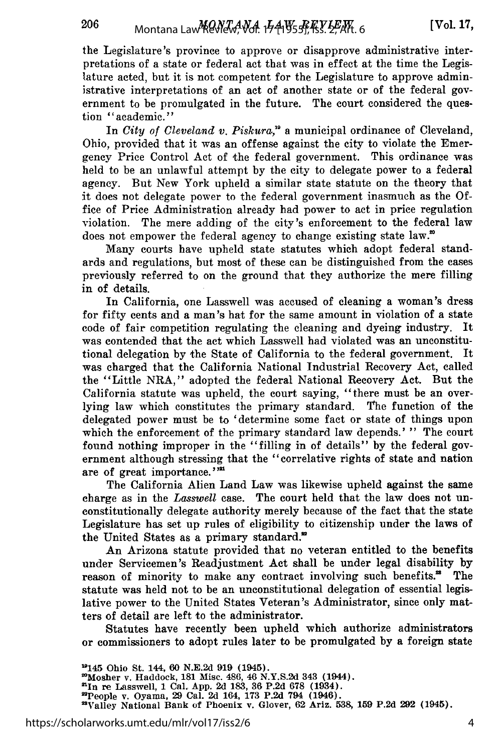the Legislature's province to approve or disapprove administrative interpretations of a state or federal act that was in effect at the time the Legislature acted, but it is not competent for the Legislature to approve administrative interpretations of an act of another state or of the federal government to be promulgated in the future. The court considered the question "academic."

In *City of Cleveland v. Piskura*,[19] a municipal ordinance of Cleveland, Ohio, provided that it was an offense against the city to violate the Emergency Price Control Act of the federal government. This ordinance was held to be an unlawful attempt by the city to delegate power to a federal agency. But New York upheld a similar state statute on the theory that it does not delegate power to the federal government inasmuch as the Office of Price Administration already had power to act in price regulation violation. The mere adding of the city's enforcement to the federal law does not empower the federal agency to change existing state law.[20]

Many courts have upheld state statutes which adopt federal standards and regulations, but most of these can be distinguished from the cases previously referred to on the ground that they authorize the mere filling in of details.

In California, one Lasswell was accused of cleaning a woman's dress for fifty cents and a man's hat for the same amount in violation of a state code of fair competition regulating the cleaning and dyeing industry. It was contended that the act which Lasswell had violated was an unconstitutional delegation by the State of California to the federal government. It was charged that the California National Industrial Recovery Act, called the "Little NRA," adopted the federal National Recovery Act. But the California statute was upheld, the court saying, "there must be an overlying law which constitutes the primary standard. The function of the delegated power must be to 'determine some fact or state of things upon which the enforcement of the primary standard law depends.' " The court found nothing improper in the "filling in of details" by the federal government although stressing that the "correlative rights of state and nation are of great importance."[21]

The California Alien Land Law was likewise upheld against the same charge as in the *Lasswell* case. The court held that the law does not unconstitutionally delegate authority merely because of the fact that the state Legislature has set up rules of eligibility to citizenship under the laws of the United States as a primary standard.[22]

An Arizona statute provided that no veteran entitled to the benefits under Servicemen's Readjustment Act shall be under legal disability by reason of minority to make any contract involving such benefits.[23] The statute was held not to be an unconstitutional delegation of essential legislative power to the United States Veteran's Administrator, since only matters of detail are left to the administrator.

Statutes have recently been upheld which authorize administrators or commissioners to adopt rules later to be promulgated by a foreign state

[19]145 Ohio St. 144, 60 N.E.2d 919 (1945).
[20]Mosher v. Haddock, 181 Misc. 486, 46 N.Y.S.2d 343 (1944).
[21]In re Lasswell, 1 Cal. App. 2d 183, 36 P.2d 678 (1934).
[22]People v. Oyama, 29 Cal. 2d 164, 173 P.2d 794 (1946).
[23]Valley National Bank of Phoenix v. Glover, 62 Ariz. 538, 159 P.2d 292 (1945).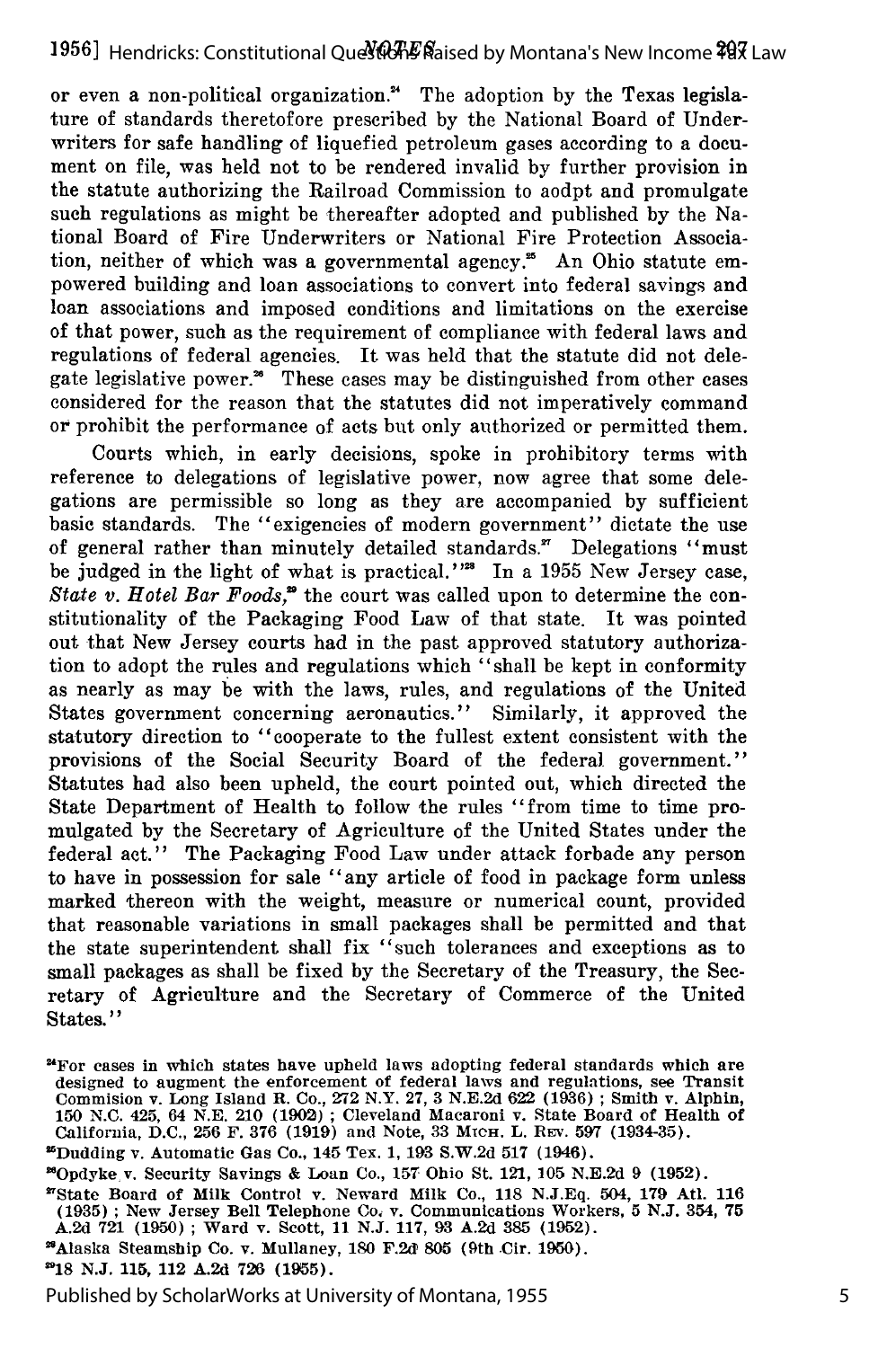or even a non-political organization.[24] The adoption by the Texas legislature of standards theretofore prescribed by the National Board of Underwriters for safe handling of liquefied petroleum gases according to a document on file, was held not to be rendered invalid by further provision in the statute authorizing the Railroad Commission to aodpt and promulgate such regulations as might be thereafter adopted and published by the National Board of Fire Underwriters or National Fire Protection Association, neither of which was a governmental agency.[25] An Ohio statute empowered building and loan associations to convert into federal savings and loan associations and imposed conditions and limitations on the exercise of that power, such as the requirement of compliance with federal laws and regulations of federal agencies. It was held that the statute did not delegate legislative power.[26] These cases may be distinguished from other cases considered for the reason that the statutes did not imperatively command or prohibit the performance of acts but only authorized or permitted them.

Courts which, in early decisions, spoke in prohibitory terms with reference to delegations of legislative power, now agree that some delegations are permissible so long as they are accompanied by sufficient basic standards. The "exigencies of modern government" dictate the use of general rather than minutely detailed standards.[27] Delegations "must be judged in the light of what is practical."[28] In a 1955 New Jersey case, *State v. Hotel Bar Foods*,[29] the court was called upon to determine the constitutionality of the Packaging Food Law of that state. It was pointed out that New Jersey courts had in the past approved statutory authorization to adopt the rules and regulations which "shall be kept in conformity as nearly as may be with the laws, rules, and regulations of the United States government concerning aeronautics." Similarly, it approved the statutory direction to "cooperate to the fullest extent consistent with the provisions of the Social Security Board of the federal government." Statutes had also been upheld, the court pointed out, which directed the State Department of Health to follow the rules "from time to time promulgated by the Secretary of Agriculture of the United States under the federal act." The Packaging Food Law under attack forbade any person to have in possession for sale "any article of food in package form unless marked thereon with the weight, measure or numerical count, provided that reasonable variations in small packages shall be permitted and that the state superintendent shall fix "such tolerances and exceptions as to small packages as shall be fixed by the Secretary of the Treasury, the Secretary of Agriculture and the Secretary of Commerce of the United States."

---

[24]For cases in which states have upheld laws adopting federal standards which are designed to augment the enforcement of federal laws and regulations, see Transit Commision v. Long Island R. Co., 272 N.Y. 27, 3 N.E.2d 622 (1936); Smith v. Alphin, 150 N.C. 425, 64 N.E. 210 (1902); Cleveland Macaroni v. State Board of Health of California, D.C., 256 F. 376 (1919) and Note, 33 MICH. L. REV. 597 (1934-35).

[25]Dudding v. Automatic Gas Co., 145 Tex. 1, 193 S.W.2d 517 (1946).

[26]Opdyke v. Security Savings & Loan Co., 157 Ohio St. 121, 105 N.E.2d 9 (1952).

[27]State Board of Milk Control v. Neward Milk Co., 118 N.J.Eq. 504, 179 Atl. 116 (1935); New Jersey Bell Telephone Co. v. Communications Workers, 5 N.J. 354, 75 A.2d 721 (1950); Ward v. Scott, 11 N.J. 117, 93 A.2d 385 (1952).

[28]Alaska Steamship Co. v. Mullaney, 180 F.2d 805 (9th Cir. 1950).

[29]18 N.J. 115, 112 A.2d 726 (1955).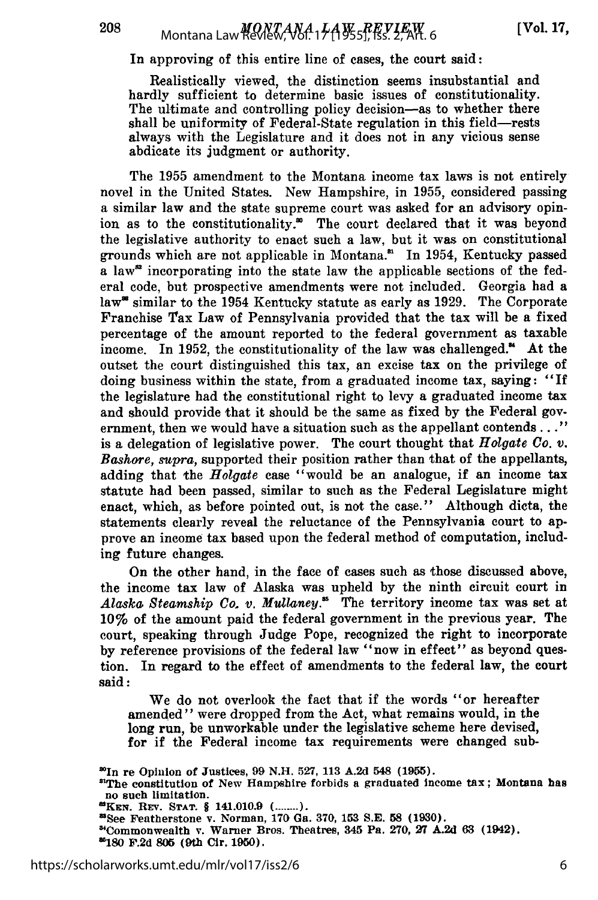In approving of this entire line of cases, the court said:

> Realistically viewed, the distinction seems insubstantial and hardly sufficient to determine basic issues of constitutionality. The ultimate and controlling policy decision—as to whether there shall be uniformity of Federal-State regulation in this field—rests always with the Legislature and it does not in any vicious sense abdicate its judgment or authority.

The 1955 amendment to the Montana income tax laws is not entirely novel in the United States. New Hampshire, in 1955, considered passing a similar law and the state supreme court was asked for an advisory opinion as to the constitutionality.[30] The court declared that it was beyond the legislative authority to enact such a law, but it was on constitutional grounds which are not applicable in Montana.[31] In 1954, Kentucky passed a law[32] incorporating into the state law the applicable sections of the federal code, but prospective amendments were not included. Georgia had a law[33] similar to the 1954 Kentucky statute as early as 1929. The Corporate Franchise Tax Law of Pennsylvania provided that the tax will be a fixed percentage of the amount reported to the federal government as taxable income. In 1952, the constitutionality of the law was challenged.[34] At the outset the court distinguished this tax, an excise tax on the privilege of doing business within the state, from a graduated income tax, saying: "If the legislature had the constitutional right to levy a graduated income tax and should provide that it should be the same as fixed by the Federal government, then we would have a situation such as the appellant contends . . ." is a delegation of legislative power. The court thought that *Holgate Co. v. Bashore, supra*, supported their position rather than that of the appellants, adding that the *Holgate* case "would be an analogue, if an income tax statute had been passed, similar to such as the Federal Legislature might enact, which, as before pointed out, is not the case." Although dicta, the statements clearly reveal the reluctance of the Pennsylvania court to approve an income tax based upon the federal method of computation, including future changes.

On the other hand, in the face of cases such as those discussed above, the income tax law of Alaska was upheld by the ninth circuit court in *Alaska Steamship Co. v. Mullaney*.[35] The territory income tax was set at 10% of the amount paid the federal government in the previous year. The court, speaking through Judge Pope, recognized the right to incorporate by reference provisions of the federal law "now in effect" as beyond question. In regard to the effect of amendments to the federal law, the court said:

> We do not overlook the fact that if the words "or hereafter amended" were dropped from the Act, what remains would, in the long run, be unworkable under the legislative scheme here devised, for if the Federal income tax requirements were changed sub-

[30] In re Opinion of Justices, 99 N.H. 527, 113 A.2d 548 (1955).

[31] The constitution of New Hampshire forbids a graduated income tax; Montana has no such limitation.

[32] KEN. REV. STAT. § 141.010.9 (........).

[33] See Featherstone v. Norman, 170 Ga. 370, 153 S.E. 58 (1930).

[34] Commonwealth v. Warner Bros. Theatres, 345 Pa. 270, 27 A.2d 63 (1942).

[35] 180 F.2d 805 (9th Cir. 1950).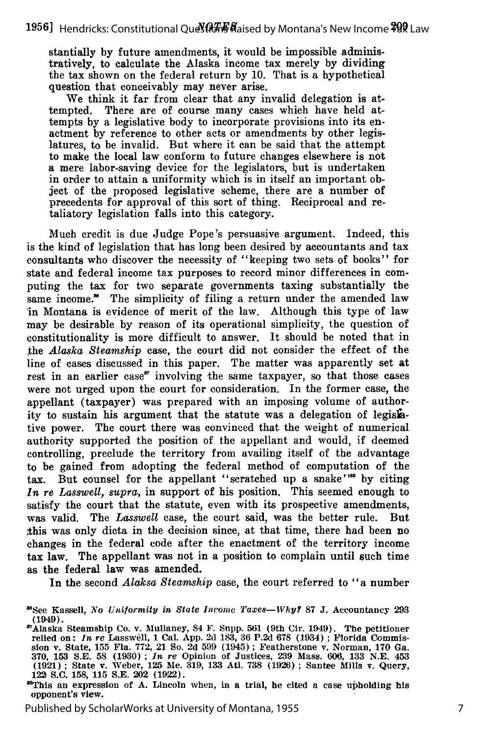stantially by future amendments, it would be impossible administratively, to calculate the Alaska income tax merely by dividing the tax shown on the federal return by 10. That is a hypothetical question that conceivably may never arise.

We think it far from clear that any invalid delegation is attempted. There are of course many cases which have held attempts by a legislative body to incorporate provisions into its enactment by reference to other acts or amendments by other legislatures, to be invalid. But where it can be said that the attempt to make the local law conform to future changes elsewhere is not a mere labor-saving device for the legislators, but is undertaken in order to attain a uniformity which is in itself an important object of the proposed legislative scheme, there are a number of precedents for approval of this sort of thing. Reciprocal and retaliatory legislation falls into this category.

Much credit is due Judge Pope's persuasive argument. Indeed, this is the kind of legislation that has long been desired by accountants and tax consultants who discover the necessity of "keeping two sets of books" for state and federal income tax purposes to record minor differences in computing the tax for two separate governments taxing substantially the same income.[36] The simplicity of filing a return under the amended law in Montana is evidence of merit of the law. Although this type of law may be desirable by reason of its operational simplicity, the question of constitutionality is more difficult to answer. It should be noted that in the *Alaska Steamship* case, the court did not consider the effect of the line of cases discussed in this paper. The matter was apparently set at rest in an earlier case[37] involving the same taxpayer, so that those cases were not urged upon the court for consideration. In the former case, the appellant (taxpayer) was prepared with an imposing volume of authority to sustain his argument that the statute was a delegation of legislative power. The court there was convinced that the weight of numerical authority supported the position of the appellant and would, if deemed controlling, preclude the territory from availing itself of the advantage to be gained from adopting the federal method of computation of the tax. But counsel for the appellant "scratched up a snake"[38] by citing *In re Lasswell, supra,* in support of his position. This seemed enough to satisfy the court that the statute, even with its prospective amendments, was valid. The *Lasswell* case, the court said, was the better rule. But this was only dicta in the decision since, at that time, there had been no changes in the federal code after the enactment of the territory income tax law. The appellant was not in a position to complain until such time as the federal law was amended.

In the second *Alaksa Steamship* case, the court referred to "a number

---

[36]See Kassell, *No Uniformity in State Income Taxes—Why?* 87 J. Accountancy 293 (1949).

[37]Alaska Steamship Co. v. Mullaney, 84 F. Supp. 561 (9th Cir. 1949). The petitioner relied on: *In re* Lasswell, 1 Cal. App. 2d 183, 36 P.2d 678 (1934); Florida Commission v. State, 155 Fla. 772, 21 So. 2d 599 (1945); Featherstone v. Norman, 170 Ga. 370, 153 S.E. 58 (1930); *In re* Opinion of Justices, 239 Mass. 606, 133 N.E. 453 (1921); State v. Weber, 125 Me. 319, 133 Atl. 738 (1926); Santee Mills v. Query, 122 S.C. 158, 115 S.E. 202 (1922).

[38]This an expression of A. Lincoln when, in a trial, he cited a case upholding his opponent's view.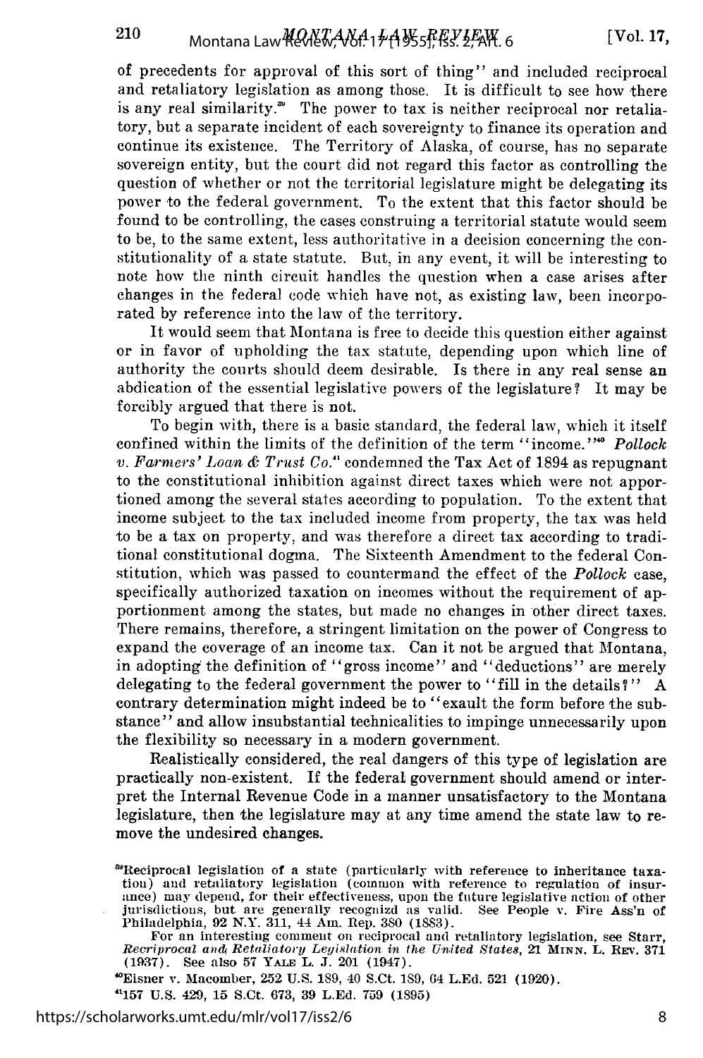of precedents for approval of this sort of thing" and included reciprocal and retaliatory legislation as among those. It is difficult to see how there is any real similarity.[39] The power to tax is neither reciprocal nor retaliatory, but a separate incident of each sovereignty to finance its operation and continue its existence. The Territory of Alaska, of course, has no separate sovereign entity, but the court did not regard this factor as controlling the question of whether or not the territorial legislature might be delegating its power to the federal government. To the extent that this factor should be found to be controlling, the cases construing a territorial statute would seem to be, to the same extent, less authoritative in a decision concerning the constitutionality of a state statute. But, in any event, it will be interesting to note how the ninth circuit handles the question when a case arises after changes in the federal code which have not, as existing law, been incorporated by reference into the law of the territory.

It would seem that Montana is free to decide this question either against or in favor of upholding the tax statute, depending upon which line of authority the courts should deem desirable. Is there in any real sense an abdication of the essential legislative powers of the legislature? It may be forcibly argued that there is not.

To begin with, there is a basic standard, the federal law, which it itself confined within the limits of the definition of the term "income."[40] *Pollock v. Farmers' Loan & Trust Co.*[41] condemned the Tax Act of 1894 as repugnant to the constitutional inhibition against direct taxes which were not apportioned among the several states according to population. To the extent that income subject to the tax included income from property, the tax was held to be a tax on property, and was therefore a direct tax according to traditional constitutional dogma. The Sixteenth Amendment to the federal Constitution, which was passed to countermand the effect of the *Pollock* case, specifically authorized taxation on incomes without the requirement of apportionment among the states, but made no changes in other direct taxes. There remains, therefore, a stringent limitation on the power of Congress to expand the coverage of an income tax. Can it not be argued that Montana, in adopting the definition of "gross income" and "deductions" are merely delegating to the federal government the power to "fill in the details?" A contrary determination might indeed be to "exault the form before the substance" and allow insubstantial technicalities to impinge unnecessarily upon the flexibility so necessary in a modern government.

Realistically considered, the real dangers of this type of legislation are practically non-existent. If the federal government should amend or interpret the Internal Revenue Code in a manner unsatisfactory to the Montana legislature, then the legislature may at any time amend the state law to remove the undesired changes.

[39]Reciprocal legislation of a state (particularly with reference to inheritance taxation) and retaliatory legislation (common with reference to regulation of insurance) may depend, for their effectiveness, upon the future legislative action of other jurisdictions, but are generally recognizd as valid. See People v. Fire Ass'n of Philadelphia, 92 N.Y. 311, 44 Am. Rep. 380 (1883).

For an interesting comment on reciprocal and retaliatory legislation, see Starr, *Recriprocal and Retaliatory Legislation in the United States*, 21 MINN. L. REV. 371 (1937). See also 57 YALE L. J. 201 (1947).

[40]Eisner v. Macomber, 252 U.S. 189, 40 S.Ct. 189, 64 L.Ed. 521 (1920).

[41]157 U.S. 429, 15 S.Ct. 673, 39 L.Ed. 759 (1895)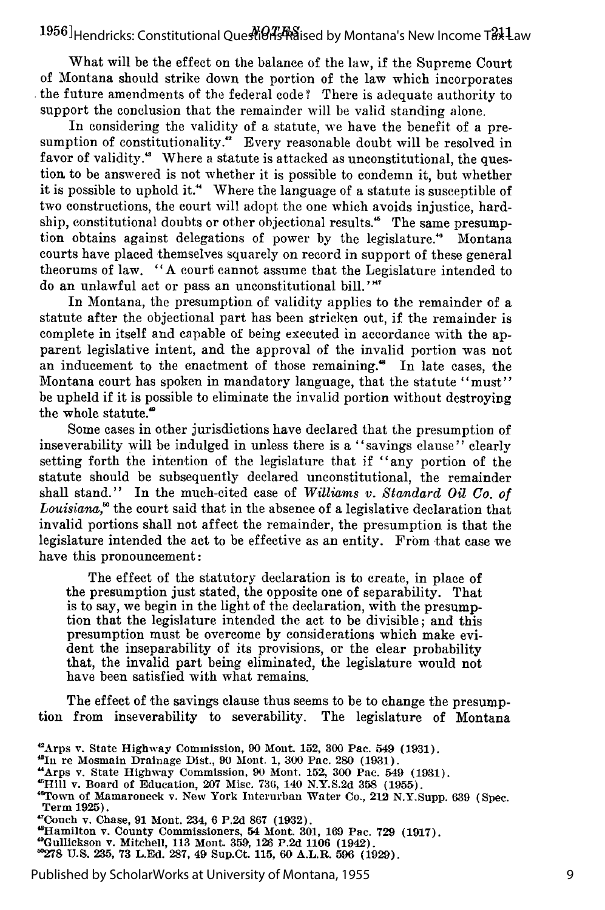What will be the effect on the balance of the law, if the Supreme Court of Montana should strike down the portion of the law which incorporates the future amendments of the federal code? There is adequate authority to support the conclusion that the remainder will be valid standing alone.

In considering the validity of a statute, we have the benefit of a presumption of constitutionality.[42] Every reasonable doubt will be resolved in favor of validity.[43] Where a statute is attacked as unconstitutional, the question to be answered is not whether it is possible to condemn it, but whether it is possible to uphold it.[44] Where the language of a statute is susceptible of two constructions, the court will adopt the one which avoids injustice, hardship, constitutional doubts or other objectional results.[45] The same presumption obtains against delegations of power by the legislature.[46] Montana courts have placed themselves squarely on record in support of these general theorums of law. "A court cannot assume that the Legislature intended to do an unlawful act or pass an unconstitutional bill."[47]

In Montana, the presumption of validity applies to the remainder of a statute after the objectional part has been stricken out, if the remainder is complete in itself and capable of being executed in accordance with the apparent legislative intent, and the approval of the invalid portion was not an inducement to the enactment of those remaining.[48] In late cases, the Montana court has spoken in mandatory language, that the statute "must" be upheld if it is possible to eliminate the invalid portion without destroying the whole statute.[49]

Some cases in other jurisdictions have declared that the presumption of inseverability will be indulged in unless there is a "savings clause" clearly setting forth the intention of the legislature that if "any portion of the statute should be subsequently declared unconstitutional, the remainder shall stand." In the much-cited case of *Williams v. Standard Oil Co. of Louisiana*,[50] the court said that in the absence of a legislative declaration that invalid portions shall not affect the remainder, the presumption is that the legislature intended the act to be effective as an entity. From that case we have this pronouncement:

> The effect of the statutory declaration is to create, in place of the presumption just stated, the opposite one of separability. That is to say, we begin in the light of the declaration, with the presumption that the legislature intended the act to be divisible; and this presumption must be overcome by considerations which make evident the inseparability of its provisions, or the clear probability that, the invalid part being eliminated, the legislature would not have been satisfied with what remains.

The effect of the savings clause thus seems to be to change the presumption from inseverability to severability. The legislature of Montana

---

[42]Arps v. State Highway Commission, 90 Mont. 152, 300 Pac. 549 (1931).
[43]In re Mosmain Drainage Dist., 90 Mont. 1, 300 Pac. 280 (1931).
[44]Arps v. State Highway Commission, 90 Mont. 152, 300 Pac. 549 (1931).
[45]Hill v. Board of Education, 207 Misc. 736, 140 N.Y.S.2d 358 (1955).
[46]Town of Mamaroneck v. New York Interurban Water Co., 212 N.Y.Supp. 639 (Spec. Term 1925).
[47]Couch v. Chase, 91 Mont. 234, 6 P.2d 867 (1932).
[48]Hamilton v. County Commissioners, 54 Mont. 301, 169 Pac. 729 (1917).
[49]Gullickson v. Mitchell, 113 Mont. 359, 126 P.2d 1106 (1942).
[50]278 U.S. 235, 73 L.Ed. 287, 49 Sup.Ct. 115, 60 A.L.R. 596 (1929).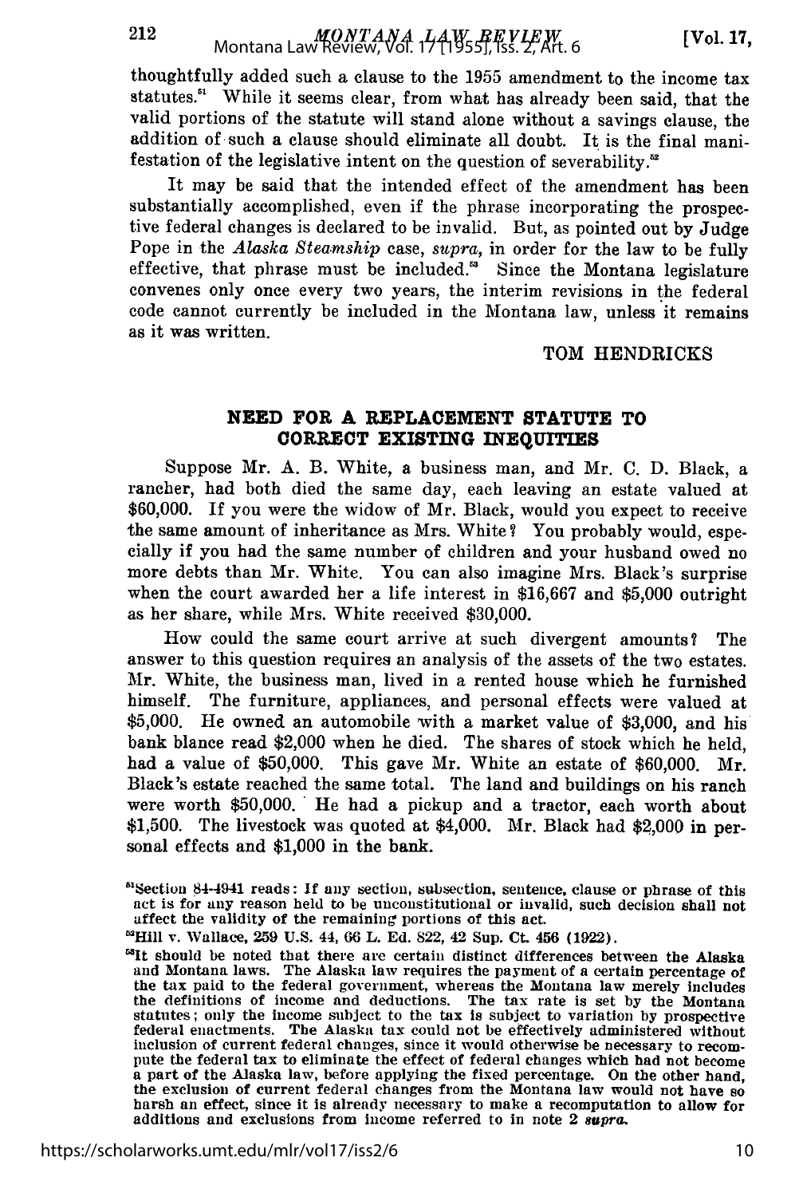thoughtfully added such a clause to the 1955 amendment to the income tax statutes.[61] While it seems clear, from what has already been said, that the valid portions of the statute will stand alone without a savings clause, the addition of such a clause should eliminate all doubt. It is the final manifestation of the legislative intent on the question of severability.[62]

It may be said that the intended effect of the amendment has been substantially accomplished, even if the phrase incorporating the prospective federal changes is declared to be invalid. But, as pointed out by Judge Pope in the *Alaska Steamship* case, *supra*, in order for the law to be fully effective, that phrase must be included.[63] Since the Montana legislature convenes only once every two years, the interim revisions in the federal code cannot currently be included in the Montana law, unless it remains as it was written.

TOM HENDRICKS

## NEED FOR A REPLACEMENT STATUTE TO CORRECT EXISTING INEQUITIES

Suppose Mr. A. B. White, a business man, and Mr. C. D. Black, a rancher, had both died the same day, each leaving an estate valued at $60,000. If you were the widow of Mr. Black, would you expect to receive the same amount of inheritance as Mrs. White? You probably would, especially if you had the same number of children and your husband owed no more debts than Mr. White. You can also imagine Mrs. Black's surprise when the court awarded her a life interest in $16,667 and $5,000 outright as her share, while Mrs. White received $30,000.

How could the same court arrive at such divergent amounts? The answer to this question requires an analysis of the assets of the two estates. Mr. White, the business man, lived in a rented house which he furnished himself. The furniture, appliances, and personal effects were valued at $5,000. He owned an automobile with a market value of $3,000, and his bank blance read $2,000 when he died. The shares of stock which he held, had a value of $50,000. This gave Mr. White an estate of $60,000. Mr. Black's estate reached the same total. The land and buildings on his ranch were worth $50,000. He had a pickup and a tractor, each worth about $1,500. The livestock was quoted at $4,000. Mr. Black had $2,000 in personal effects and $1,000 in the bank.

[61] Section 84-4941 reads: If any section, subsection, sentence, clause or phrase of this act is for any reason held to be unconstitutional or invalid, such decision shall not affect the validity of the remaining portions of this act.

[62] Hill v. Wallace, 259 U.S. 44, 66 L. Ed. 822, 42 Sup. Ct. 456 (1922).

[63] It should be noted that there are certain distinct differences between the Alaska and Montana laws. The Alaska law requires the payment of a certain percentage of the tax paid to the federal government, whereas the Montana law merely includes the definitions of income and deductions. The tax rate is set by the Montana statutes; only the income subject to the tax is subject to variation by prospective federal enactments. The Alaska tax could not be effectively administered without inclusion of current federal changes, since it would otherwise be necessary to recompute the federal tax to eliminate the effect of federal changes which had not become a part of the Alaska law, before applying the fixed percentage. On the other hand, the exclusion of current federal changes from the Montana law would not have so harsh an effect, since it is already necessary to make a recomputation to allow for additions and exclusions from income referred to in note 2 *supra*.